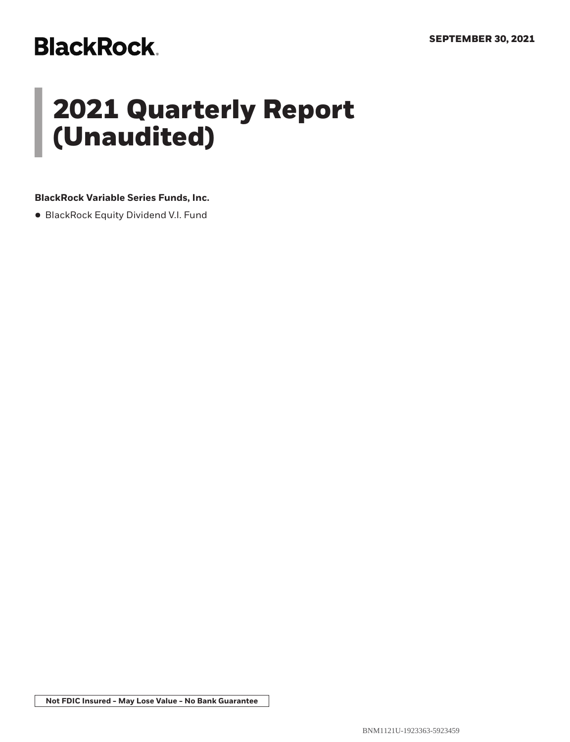BlackRock

SEPTEMBER 30, 2021

# 2021 Quarterly Report (Unaudited)

**BlackRock Variable Series Funds, Inc.**

- BlackRock Equity Dividend V.I. Fund

**Not FDIC Insured - May Lose Value - No Bank Guarantee**

BNM1121U-1923363-5923459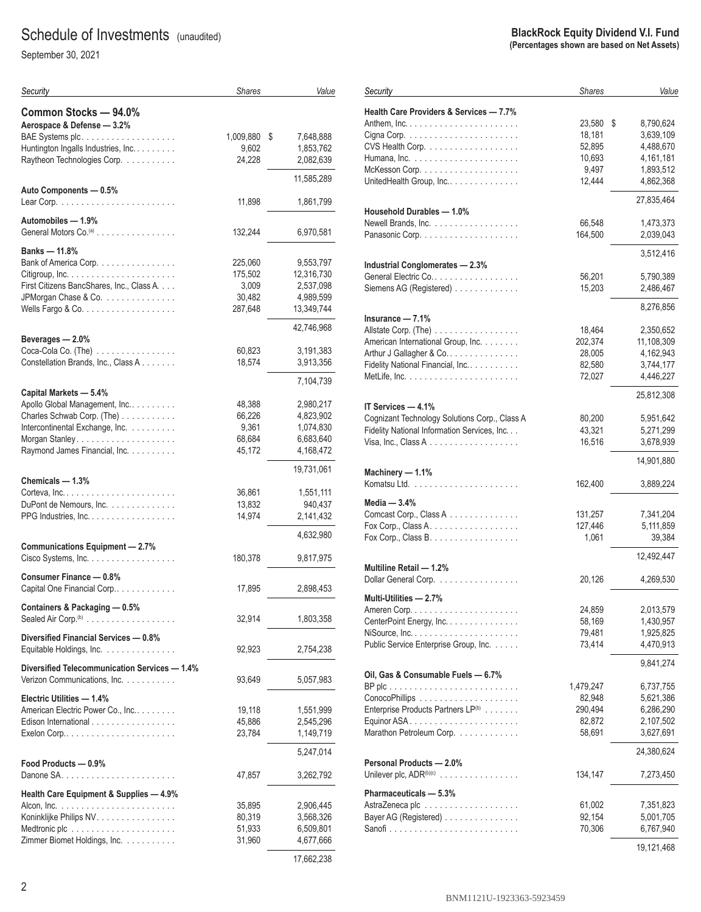# Schedule of Investments (unaudited)

September 30, 2021

**BlackRock Equity Dividend V.I. Fund**
**(Percentages shown are based on Net Assets)**

| Security | Shares | Value |
|---|---|---|
| **Common Stocks — 94.0%** | | |
| **Aerospace & Defense — 3.2%** | | |
| BAE Systems plc | 1,009,880 | $ 7,648,888 |
| Huntington Ingalls Industries, Inc. | 9,602 | 1,853,762 |
| Raytheon Technologies Corp. | 24,228 | 2,082,639 |
| | | 11,585,289 |
| **Auto Components — 0.5%** | | |
| Lear Corp. | 11,898 | 1,861,799 |
| **Automobiles — 1.9%** | | |
| General Motors Co.[(a)] | 132,244 | 6,970,581 |
| **Banks — 11.8%** | | |
| Bank of America Corp. | 225,060 | 9,553,797 |
| Citigroup, Inc. | 175,502 | 12,316,730 |
| First Citizens BancShares, Inc., Class A | 3,009 | 2,537,098 |
| JPMorgan Chase & Co. | 30,482 | 4,989,599 |
| Wells Fargo & Co. | 287,648 | 13,349,744 |
| | | 42,746,968 |
| **Beverages — 2.0%** | | |
| Coca-Cola Co. (The) | 60,823 | 3,191,383 |
| Constellation Brands, Inc., Class A | 18,574 | 3,913,356 |
| | | 7,104,739 |
| **Capital Markets — 5.4%** | | |
| Apollo Global Management, Inc. | 48,388 | 2,980,217 |
| Charles Schwab Corp. (The) | 66,226 | 4,823,902 |
| Intercontinental Exchange, Inc. | 9,361 | 1,074,830 |
| Morgan Stanley | 68,684 | 6,683,640 |
| Raymond James Financial, Inc. | 45,172 | 4,168,472 |
| | | 19,731,061 |
| **Chemicals — 1.3%** | | |
| Corteva, Inc. | 36,861 | 1,551,111 |
| DuPont de Nemours, Inc. | 13,832 | 940,437 |
| PPG Industries, Inc. | 14,974 | 2,141,432 |
| | | 4,632,980 |
| **Communications Equipment — 2.7%** | | |
| Cisco Systems, Inc. | 180,378 | 9,817,975 |
| **Consumer Finance — 0.8%** | | |
| Capital One Financial Corp. | 17,895 | 2,898,453 |
| **Containers & Packaging — 0.5%** | | |
| Sealed Air Corp.[(b)] | 32,914 | 1,803,358 |
| **Diversified Financial Services — 0.8%** | | |
| Equitable Holdings, Inc. | 92,923 | 2,754,238 |
| **Diversified Telecommunication Services — 1.4%** | | |
| Verizon Communications, Inc. | 93,649 | 5,057,983 |
| **Electric Utilities — 1.4%** | | |
| American Electric Power Co., Inc. | 19,118 | 1,551,999 |
| Edison International | 45,886 | 2,545,296 |
| Exelon Corp. | 23,784 | 1,149,719 |
| | | 5,247,014 |
| **Food Products — 0.9%** | | |
| Danone SA | 47,857 | 3,262,792 |
| **Health Care Equipment & Supplies — 4.9%** | | |
| Alcon, Inc. | 35,895 | 2,906,445 |
| Koninklijke Philips NV | 80,319 | 3,568,326 |
| Medtronic plc | 51,933 | 6,509,801 |
| Zimmer Biomet Holdings, Inc. | 31,960 | 4,677,666 |
| | | 17,662,238 |
| **Health Care Providers & Services — 7.7%** | | |
| Anthem, Inc. | 23,580 | $ 8,790,624 |
| Cigna Corp. | 18,181 | 3,639,109 |
| CVS Health Corp. | 52,895 | 4,488,670 |
| Humana, Inc. | 10,693 | 4,161,181 |
| McKesson Corp. | 9,497 | 1,893,512 |
| UnitedHealth Group, Inc. | 12,444 | 4,862,368 |
| | | 27,835,464 |
| **Household Durables — 1.0%** | | |
| Newell Brands, Inc. | 66,548 | 1,473,373 |
| Panasonic Corp. | 164,500 | 2,039,043 |
| | | 3,512,416 |
| **Industrial Conglomerates — 2.3%** | | |
| General Electric Co. | 56,201 | 5,790,389 |
| Siemens AG (Registered) | 15,203 | 2,486,467 |
| | | 8,276,856 |
| **Insurance — 7.1%** | | |
| Allstate Corp. (The) | 18,464 | 2,350,652 |
| American International Group, Inc. | 202,374 | 11,108,309 |
| Arthur J Gallagher & Co. | 28,005 | 4,162,943 |
| Fidelity National Financial, Inc. | 82,580 | 3,744,177 |
| MetLife, Inc. | 72,027 | 4,446,227 |
| | | 25,812,308 |
| **IT Services — 4.1%** | | |
| Cognizant Technology Solutions Corp., Class A | 80,200 | 5,951,642 |
| Fidelity National Information Services, Inc. | 43,321 | 5,271,299 |
| Visa, Inc., Class A | 16,516 | 3,678,939 |
| | | 14,901,880 |
| **Machinery — 1.1%** | | |
| Komatsu Ltd. | 162,400 | 3,889,224 |
| **Media — 3.4%** | | |
| Comcast Corp., Class A | 131,257 | 7,341,204 |
| Fox Corp., Class A | 127,446 | 5,111,859 |
| Fox Corp., Class B | 1,061 | 39,384 |
| | | 12,492,447 |
| **Multiline Retail — 1.2%** | | |
| Dollar General Corp. | 20,126 | 4,269,530 |
| **Multi-Utilities — 2.7%** | | |
| Ameren Corp. | 24,859 | 2,013,579 |
| CenterPoint Energy, Inc. | 58,169 | 1,430,957 |
| NiSource, Inc. | 79,481 | 1,925,825 |
| Public Service Enterprise Group, Inc. | 73,414 | 4,470,913 |
| | | 9,841,274 |
| **Oil, Gas & Consumable Fuels — 6.7%** | | |
| BP plc | 1,479,247 | 6,737,755 |
| ConocoPhillips | 82,948 | 5,621,386 |
| Enterprise Products Partners LP[(b)] | 290,494 | 6,286,290 |
| Equinor ASA | 82,872 | 2,107,502 |
| Marathon Petroleum Corp. | 58,691 | 3,627,691 |
| | | 24,380,624 |
| **Personal Products — 2.0%** | | |
| Unilever plc, ADR[(b)(c)] | 134,147 | 7,273,450 |
| **Pharmaceuticals — 5.3%** | | |
| AstraZeneca plc | 61,002 | 7,351,823 |
| Bayer AG (Registered) | 92,154 | 5,001,705 |
| Sanofi | 70,306 | 6,767,940 |
| | | 19,121,468 |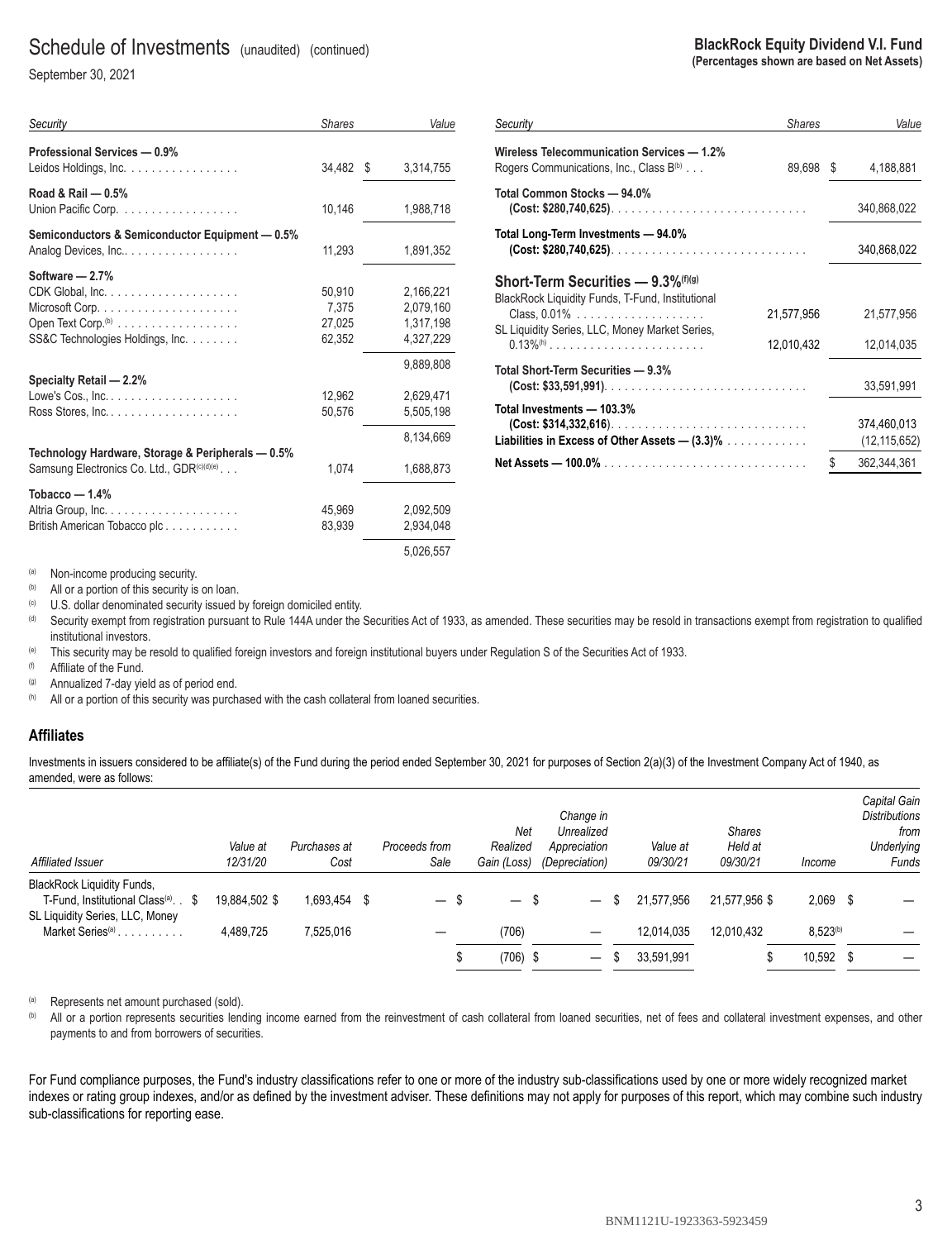# Schedule of Investments (unaudited) (continued)

September 30, 2021

**BlackRock Equity Dividend V.I. Fund**
**(Percentages shown are based on Net Assets)**

| Security | Shares | Value |
|---|---|---|
| **Professional Services — 0.9%** | | |
| Leidos Holdings, Inc. | 34,482 | $ 3,314,755 |
| **Road & Rail — 0.5%** | | |
| Union Pacific Corp. | 10,146 | 1,988,718 |
| **Semiconductors & Semiconductor Equipment — 0.5%** | | |
| Analog Devices, Inc. | 11,293 | 1,891,352 |
| **Software — 2.7%** | | |
| CDK Global, Inc. | 50,910 | 2,166,221 |
| Microsoft Corp. | 7,375 | 2,079,160 |
| Open Text Corp.[(b)] | 27,025 | 1,317,198 |
| SS&C Technologies Holdings, Inc. | 62,352 | 4,327,229 |
| | | 9,889,808 |
| **Specialty Retail — 2.2%** | | |
| Lowe's Cos., Inc. | 12,962 | 2,629,471 |
| Ross Stores, Inc. | 50,576 | 5,505,198 |
| | | 8,134,669 |
| **Technology Hardware, Storage & Peripherals — 0.5%** | | |
| Samsung Electronics Co. Ltd., GDR[(c)(d)(e)] | 1,074 | 1,688,873 |
| **Tobacco — 1.4%** | | |
| Altria Group, Inc. | 45,969 | 2,092,509 |
| British American Tobacco plc | 83,939 | 2,934,048 |
| | | 5,026,557 |
| **Wireless Telecommunication Services — 1.2%** | | |
| Rogers Communications, Inc., Class B[(b)] | 89,698 | $ 4,188,881 |
| **Total Common Stocks — 94.0%** **(Cost: $280,740,625)** | | 340,868,022 |
| **Total Long-Term Investments — 94.0%** **(Cost: $280,740,625)** | | 340,868,022 |
| **Short-Term Securities — 9.3%[(f)(g)]** | | |
| BlackRock Liquidity Funds, T-Fund, Institutional Class, 0.01% | 21,577,956 | 21,577,956 |
| SL Liquidity Series, LLC, Money Market Series, 0.13%[(h)] | 12,010,432 | 12,014,035 |
| **Total Short-Term Securities — 9.3%** **(Cost: $33,591,991)** | | 33,591,991 |
| **Total Investments — 103.3%** **(Cost: $314,332,616)** | | 374,460,013 |
| **Liabilities in Excess of Other Assets — (3.3)%** | | (12,115,652) |
| **Net Assets — 100.0%** | | $ 362,344,361 |

[(a)] Non-income producing security.
[(b)] All or a portion of this security is on loan.
[(c)] U.S. dollar denominated security issued by foreign domiciled entity.
[(d)] Security exempt from registration pursuant to Rule 144A under the Securities Act of 1933, as amended. These securities may be resold in transactions exempt from registration to qualified institutional investors.
[(e)] This security may be resold to qualified foreign investors and foreign institutional buyers under Regulation S of the Securities Act of 1933.
[(f)] Affiliate of the Fund.
[(g)] Annualized 7-day yield as of period end.
[(h)] All or a portion of this security was purchased with the cash collateral from loaned securities.

## Affiliates

Investments in issuers considered to be affiliate(s) of the Fund during the period ended September 30, 2021 for purposes of Section 2(a)(3) of the Investment Company Act of 1940, as amended, were as follows:

| *Affiliated Issuer* | *Value at 12/31/20* | *Purchases at Cost* | *Proceeds from Sale* | *Net Realized Gain (Loss)* | *Change in Unrealized Appreciation (Depreciation)* | *Value at 09/30/21* | *Shares Held at 09/30/21* | *Income* | *Capital Gain Distributions from Underlying Funds* |
|---|---|---|---|---|---|---|---|---|---|
| BlackRock Liquidity Funds, T-Fund, Institutional Class[(a)] | $ 19,884,502 | $ 1,693,454 | $ — | $ — | $ — | $ 21,577,956 | 21,577,956 | $ 2,069 | $ — |
| SL Liquidity Series, LLC, Money Market Series[(a)] | 4,489,725 | 7,525,016 | — | (706) | — | 12,014,035 | 12,010,432 | 8,523[(b)] | — |
| | | | | $ (706) | $ — | $ 33,591,991 | | $ 10,592 | $ — |

[(a)] Represents net amount purchased (sold).
[(b)] All or a portion represents securities lending income earned from the reinvestment of cash collateral from loaned securities, net of fees and collateral investment expenses, and other payments to and from borrowers of securities.

For Fund compliance purposes, the Fund's industry classifications refer to one or more of the industry sub-classifications used by one or more widely recognized market indexes or rating group indexes, and/or as defined by the investment adviser. These definitions may not apply for purposes of this report, which may combine such industry sub-classifications for reporting ease.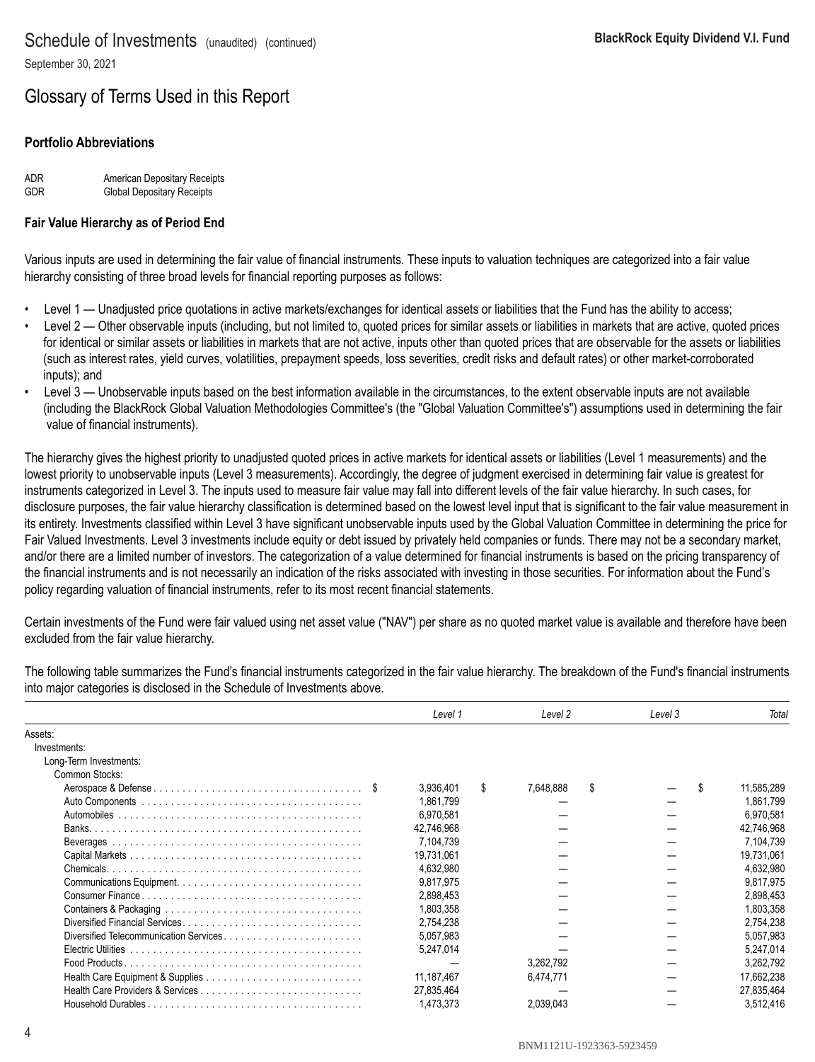# Schedule of Investments (unaudited) (continued)

September 30, 2021

## Glossary of Terms Used in this Report

### Portfolio Abbreviations

| | |
|---|---|
| ADR | American Depositary Receipts |
| GDR | Global Depositary Receipts |

### Fair Value Hierarchy as of Period End

Various inputs are used in determining the fair value of financial instruments. These inputs to valuation techniques are categorized into a fair value hierarchy consisting of three broad levels for financial reporting purposes as follows:

- Level 1 — Unadjusted price quotations in active markets/exchanges for identical assets or liabilities that the Fund has the ability to access;
- Level 2 — Other observable inputs (including, but not limited to, quoted prices for similar assets or liabilities in markets that are active, quoted prices for identical or similar assets or liabilities in markets that are not active, inputs other than quoted prices that are observable for the assets or liabilities (such as interest rates, yield curves, volatilities, prepayment speeds, loss severities, credit risks and default rates) or other market-corroborated inputs); and
- Level 3 — Unobservable inputs based on the best information available in the circumstances, to the extent observable inputs are not available (including the BlackRock Global Valuation Methodologies Committee's (the "Global Valuation Committee's") assumptions used in determining the fair value of financial instruments).

The hierarchy gives the highest priority to unadjusted quoted prices in active markets for identical assets or liabilities (Level 1 measurements) and the lowest priority to unobservable inputs (Level 3 measurements). Accordingly, the degree of judgment exercised in determining fair value is greatest for instruments categorized in Level 3. The inputs used to measure fair value may fall into different levels of the fair value hierarchy. In such cases, for disclosure purposes, the fair value hierarchy classification is determined based on the lowest level input that is significant to the fair value measurement in its entirety. Investments classified within Level 3 have significant unobservable inputs used by the Global Valuation Committee in determining the price for Fair Valued Investments. Level 3 investments include equity or debt issued by privately held companies or funds. There may not be a secondary market, and/or there are a limited number of investors. The categorization of a value determined for financial instruments is based on the pricing transparency of the financial instruments and is not necessarily an indication of the risks associated with investing in those securities. For information about the Fund's policy regarding valuation of financial instruments, refer to its most recent financial statements.

Certain investments of the Fund were fair valued using net asset value ("NAV") per share as no quoted market value is available and therefore have been excluded from the fair value hierarchy.

The following table summarizes the Fund's financial instruments categorized in the fair value hierarchy. The breakdown of the Fund's financial instruments into major categories is disclosed in the Schedule of Investments above.

| | *Level 1* | *Level 2* | *Level 3* | *Total* |
|---|---|---|---|---|
| Assets: | | | | |
| Investments: | | | | |
| Long-Term Investments: | | | | |
| Common Stocks: | | | | |
| Aerospace & Defense | $ 3,936,401 | $ 7,648,888 | $ — | $ 11,585,289 |
| Auto Components | 1,861,799 | — | — | 1,861,799 |
| Automobiles | 6,970,581 | — | — | 6,970,581 |
| Banks | 42,746,968 | — | — | 42,746,968 |
| Beverages | 7,104,739 | — | — | 7,104,739 |
| Capital Markets | 19,731,061 | — | — | 19,731,061 |
| Chemicals | 4,632,980 | — | — | 4,632,980 |
| Communications Equipment | 9,817,975 | — | — | 9,817,975 |
| Consumer Finance | 2,898,453 | — | — | 2,898,453 |
| Containers & Packaging | 1,803,358 | — | — | 1,803,358 |
| Diversified Financial Services | 2,754,238 | — | — | 2,754,238 |
| Diversified Telecommunication Services | 5,057,983 | — | — | 5,057,983 |
| Electric Utilities | 5,247,014 | — | — | 5,247,014 |
| Food Products | — | 3,262,792 | — | 3,262,792 |
| Health Care Equipment & Supplies | 11,187,467 | 6,474,771 | — | 17,662,238 |
| Health Care Providers & Services | 27,835,464 | — | — | 27,835,464 |
| Household Durables | 1,473,373 | 2,039,043 | — | 3,512,416 |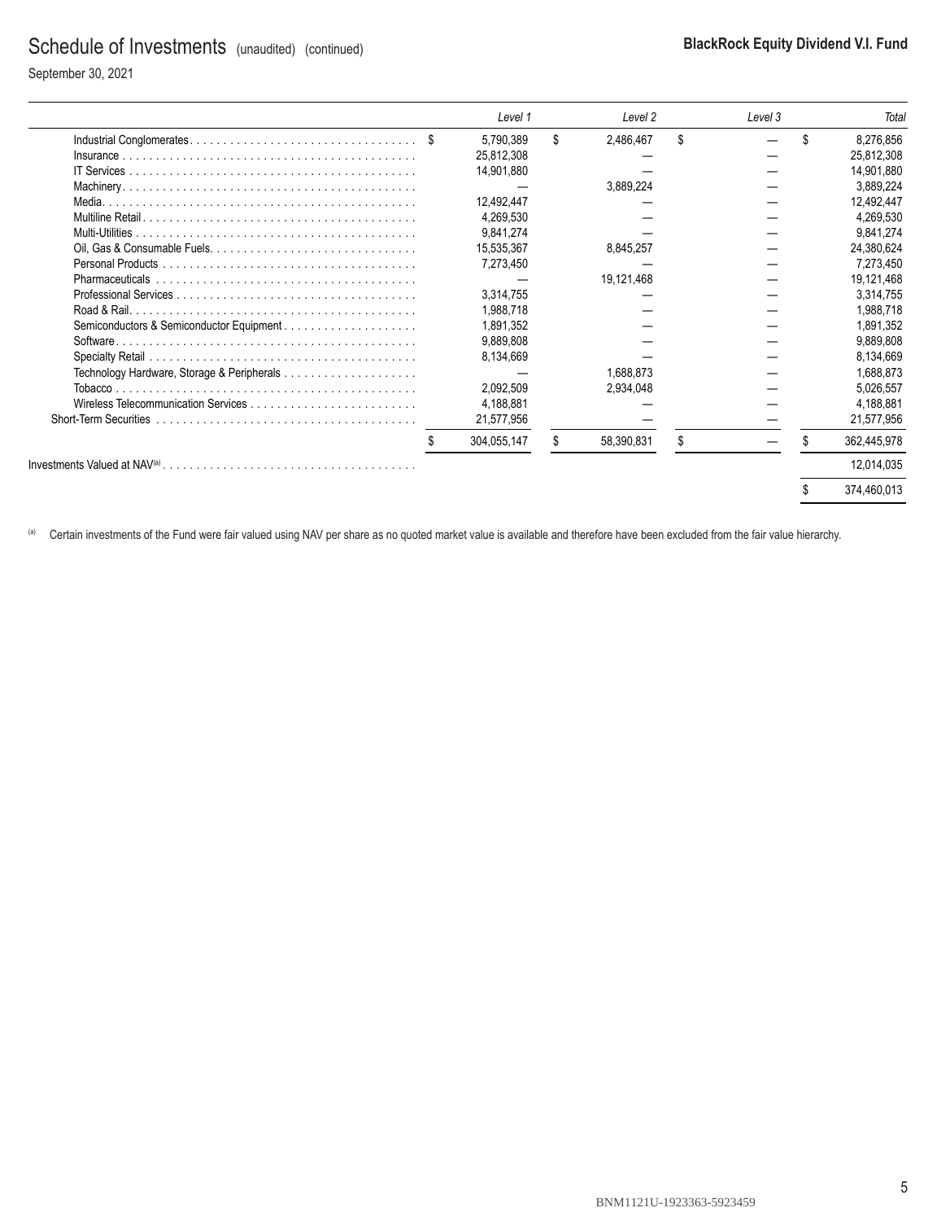# Schedule of Investments (unaudited) (continued)

**BlackRock Equity Dividend V.I. Fund**

September 30, 2021

| | *Level 1* | *Level 2* | *Level 3* | *Total* |
|---|---|---|---|---|
| Industrial Conglomerates | $ 5,790,389 | $ 2,486,467 | $ — | $ 8,276,856 |
| Insurance | 25,812,308 | — | — | 25,812,308 |
| IT Services | 14,901,880 | — | — | 14,901,880 |
| Machinery | — | 3,889,224 | — | 3,889,224 |
| Media | 12,492,447 | — | — | 12,492,447 |
| Multiline Retail | 4,269,530 | — | — | 4,269,530 |
| Multi-Utilities | 9,841,274 | — | — | 9,841,274 |
| Oil, Gas & Consumable Fuels | 15,535,367 | 8,845,257 | — | 24,380,624 |
| Personal Products | 7,273,450 | — | — | 7,273,450 |
| Pharmaceuticals | — | 19,121,468 | — | 19,121,468 |
| Professional Services | 3,314,755 | — | — | 3,314,755 |
| Road & Rail | 1,988,718 | — | — | 1,988,718 |
| Semiconductors & Semiconductor Equipment | 1,891,352 | — | — | 1,891,352 |
| Software | 9,889,808 | — | — | 9,889,808 |
| Specialty Retail | 8,134,669 | — | — | 8,134,669 |
| Technology Hardware, Storage & Peripherals | — | 1,688,873 | — | 1,688,873 |
| Tobacco | 2,092,509 | 2,934,048 | — | 5,026,557 |
| Wireless Telecommunication Services | 4,188,881 | — | — | 4,188,881 |
| Short-Term Securities | 21,577,956 | — | — | 21,577,956 |
| | $ 304,055,147 | $ 58,390,831 | $ — | $ 362,445,978 |
| Investments Valued at NAV[(a)] | | | | 12,014,035 |
| | | | | $ 374,460,013 |

[(a)] Certain investments of the Fund were fair valued using NAV per share as no quoted market value is available and therefore have been excluded from the fair value hierarchy.

BNM1121U-1923363-5923459